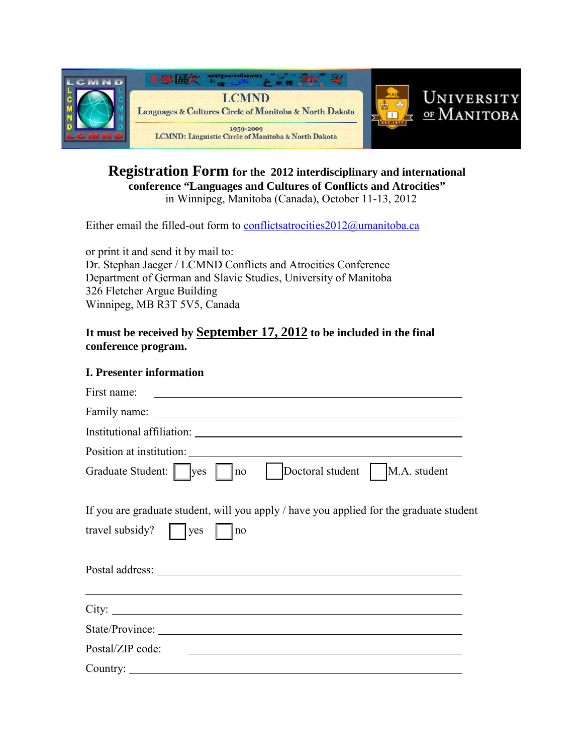LCMND

Languages & Cultures Circle of Manitoba & North Dakota

1959-2009

LCMND: Linguistic Circle of Manitoba & North Dakota

University of Manitoba

**Registration Form for the 2012 interdisciplinary and international conference "Languages and Cultures of Conflicts and Atrocities"**

in Winnipeg, Manitoba (Canada), October 11-13, 2012

Either email the filled-out form to conflictsatrocities2012@umanitoba.ca

or print it and send it by mail to:
Dr. Stephan Jaeger / LCMND Conflicts and Atrocities Conference
Department of German and Slavic Studies, University of Manitoba
326 Fletcher Argue Building
Winnipeg, MB R3T 5V5, Canada

**It must be received by <u>September 17, 2012</u> to be included in the final conference program.**

**I. Presenter information**

First name: \_\_\_\_\_\_\_\_\_\_\_\_\_\_\_\_\_\_\_\_\_\_\_\_\_\_\_\_\_\_\_\_\_\_\_\_\_\_\_\_

Family name: \_\_\_\_\_\_\_\_\_\_\_\_\_\_\_\_\_\_\_\_\_\_\_\_\_\_\_\_\_\_\_\_\_\_\_\_\_\_\_\_

Institutional affiliation: \_\_\_\_\_\_\_\_\_\_\_\_\_\_\_\_\_\_\_\_\_\_\_\_\_\_\_\_\_\_\_\_\_\_

Position at institution: \_\_\_\_\_\_\_\_\_\_\_\_\_\_\_\_\_\_\_\_\_\_\_\_\_\_\_\_\_\_\_\_\_\_\_

Graduate Student: ☐ yes ☐ no ☐ Doctoral student ☐ M.A. student

If you are graduate student, will you apply / have you applied for the graduate student travel subsidy? ☐ yes ☐ no

Postal address: \_\_\_\_\_\_\_\_\_\_\_\_\_\_\_\_\_\_\_\_\_\_\_\_\_\_\_\_\_\_\_\_\_\_\_\_\_\_\_\_

\_\_\_\_\_\_\_\_\_\_\_\_\_\_\_\_\_\_\_\_\_\_\_\_\_\_\_\_\_\_\_\_\_\_\_\_\_\_\_\_\_\_\_\_\_\_\_\_\_\_\_\_

City: \_\_\_\_\_\_\_\_\_\_\_\_\_\_\_\_\_\_\_\_\_\_\_\_\_\_\_\_\_\_\_\_\_\_\_\_\_\_\_\_\_\_\_\_\_\_\_

State/Province: \_\_\_\_\_\_\_\_\_\_\_\_\_\_\_\_\_\_\_\_\_\_\_\_\_\_\_\_\_\_\_\_\_\_\_\_\_\_\_\_

Postal/ZIP code: \_\_\_\_\_\_\_\_\_\_\_\_\_\_\_\_\_\_\_\_\_\_\_\_\_\_\_\_\_\_\_\_\_\_\_\_\_\_\_

Country: \_\_\_\_\_\_\_\_\_\_\_\_\_\_\_\_\_\_\_\_\_\_\_\_\_\_\_\_\_\_\_\_\_\_\_\_\_\_\_\_\_\_\_\_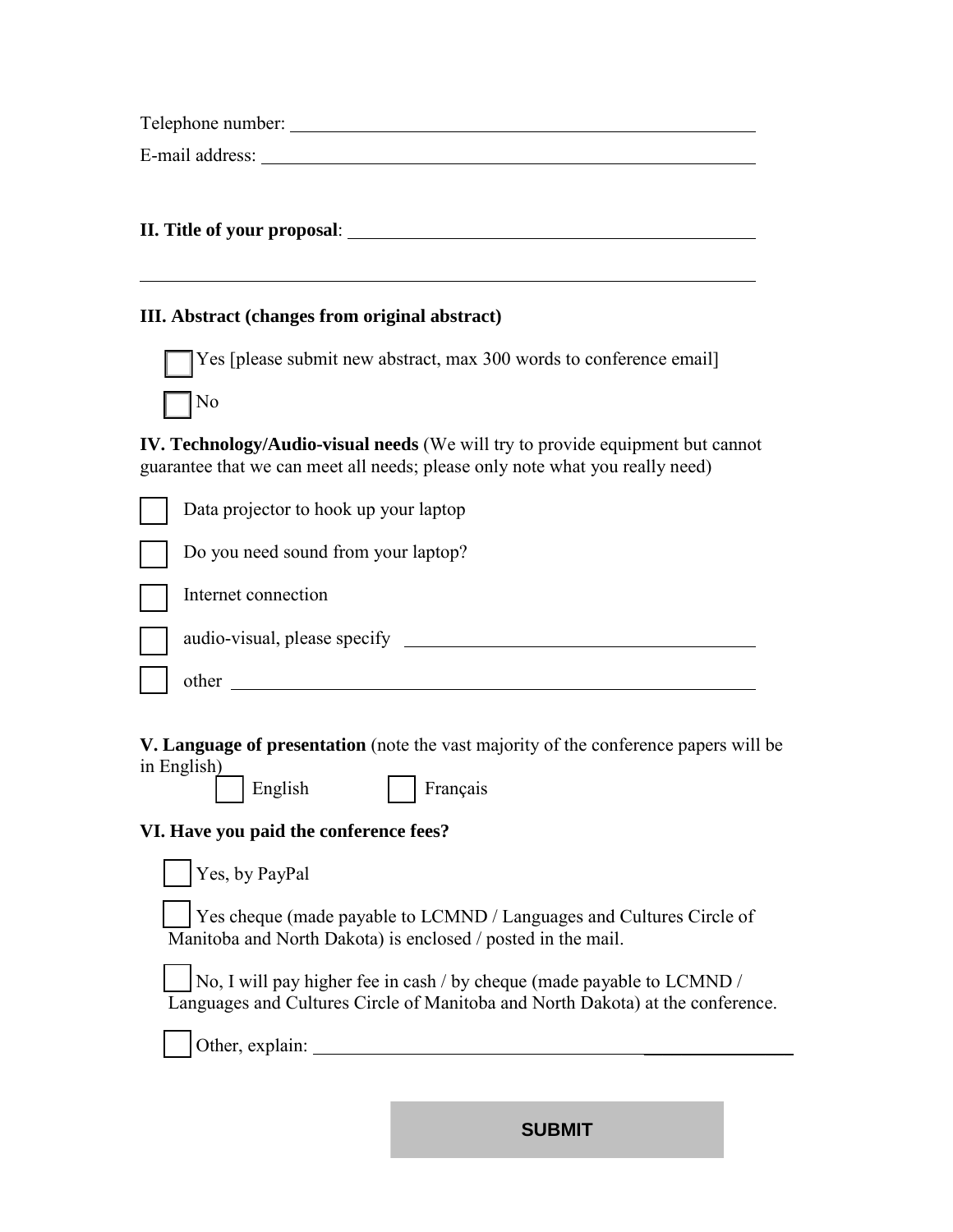Telephone number: ____________________________________________

E-mail address: ____________________________________________

**II. Title of your proposal**: ____________________________________________

____________________________________________

**III. Abstract (changes from original abstract)**

☐ Yes [please submit new abstract, max 300 words to conference email]

☐ No

**IV. Technology/Audio-visual needs** (We will try to provide equipment but cannot guarantee that we can meet all needs; please only note what you really need)

☐ Data projector to hook up your laptop

☐ Do you need sound from your laptop?

☐ Internet connection

☐ audio-visual, please specify ____________________________

☐ other ____________________________________________

**V. Language of presentation** (note the vast majority of the conference papers will be in English)

☐ English ☐ Français

**VI. Have you paid the conference fees?**

☐ Yes, by PayPal

☐ Yes cheque (made payable to LCMND / Languages and Cultures Circle of Manitoba and North Dakota) is enclosed / posted in the mail.

☐ No, I will pay higher fee in cash / by cheque (made payable to LCMND / Languages and Cultures Circle of Manitoba and North Dakota) at the conference.

☐ Other, explain: ____________________________________________

**SUBMIT**